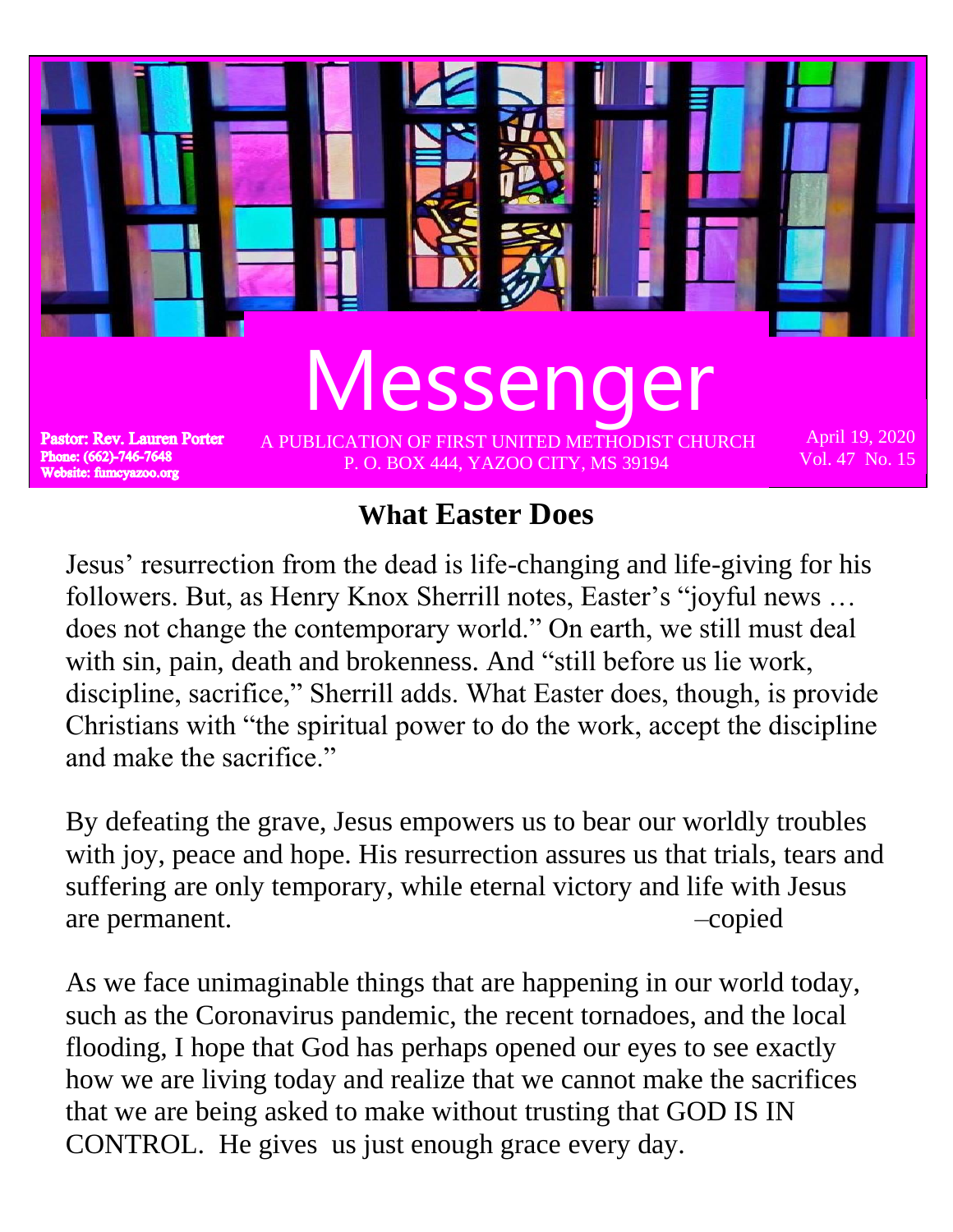# Messenger

**Pastor: Rev. Lauren Porter**
**Phone: (662)-746-7648**
**Website: fumcyazoo.org**

A PUBLICATION OF FIRST UNITED METHODIST CHURCH
P. O. BOX 444, YAZOO CITY, MS 39194

April 19, 2020
Vol. 47 No. 15

## What Easter Does

Jesus' resurrection from the dead is life-changing and life-giving for his followers. But, as Henry Knox Sherrill notes, Easter's "joyful news … does not change the contemporary world." On earth, we still must deal with sin, pain, death and brokenness. And "still before us lie work, discipline, sacrifice," Sherrill adds. What Easter does, though, is provide Christians with "the spiritual power to do the work, accept the discipline and make the sacrifice."

By defeating the grave, Jesus empowers us to bear our worldly troubles with joy, peace and hope. His resurrection assures us that trials, tears and suffering are only temporary, while eternal victory and life with Jesus are permanent. –copied

As we face unimaginable things that are happening in our world today, such as the Coronavirus pandemic, the recent tornadoes, and the local flooding, I hope that God has perhaps opened our eyes to see exactly how we are living today and realize that we cannot make the sacrifices that we are being asked to make without trusting that GOD IS IN CONTROL. He gives us just enough grace every day.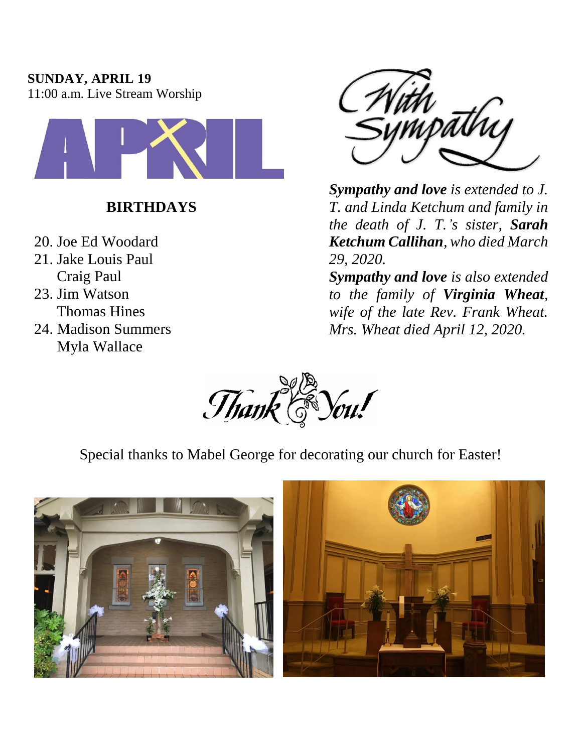**SUNDAY, APRIL 19**
11:00 a.m. Live Stream Worship

APRIL

## BIRTHDAYS

20. Joe Ed Woodard
21. Jake Louis Paul
    Craig Paul
23. Jim Watson
    Thomas Hines
24. Madison Summers
    Myla Wallace

With Sympathy

***Sympathy and love*** *is extended to J. T. and Linda Ketchum and family in the death of J. T.'s sister,* ***Sarah Ketchum Callihan****, who died March 29, 2020.*

***Sympathy and love*** *is also extended to the family of* ***Virginia Wheat****, wife of the late Rev. Frank Wheat. Mrs. Wheat died April 12, 2020.*

Thank You!

Special thanks to Mabel George for decorating our church for Easter!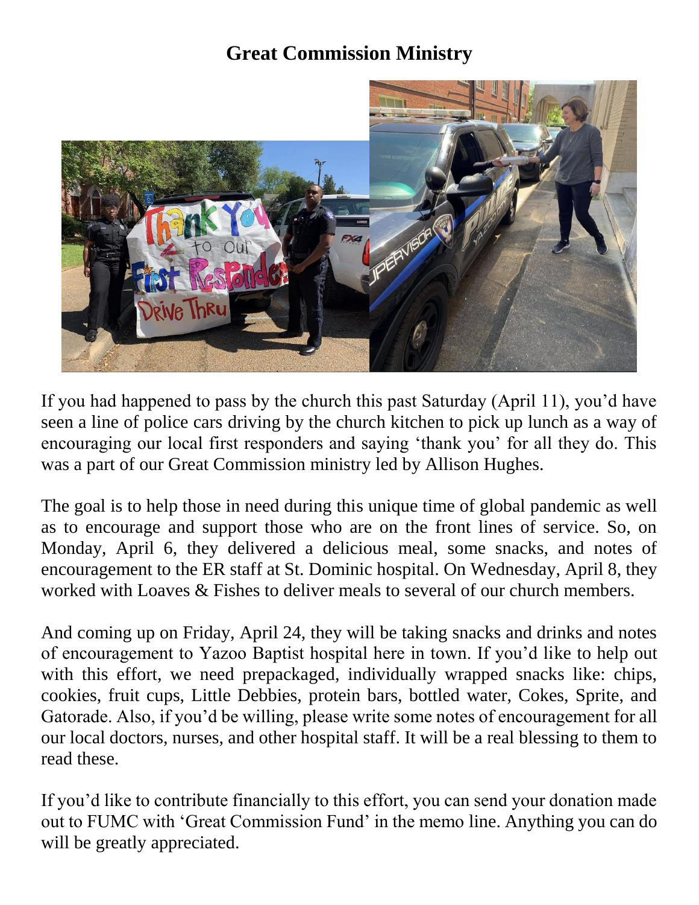# Great Commission Ministry

If you had happened to pass by the church this past Saturday (April 11), you'd have seen a line of police cars driving by the church kitchen to pick up lunch as a way of encouraging our local first responders and saying 'thank you' for all they do. This was a part of our Great Commission ministry led by Allison Hughes.

The goal is to help those in need during this unique time of global pandemic as well as to encourage and support those who are on the front lines of service. So, on Monday, April 6, they delivered a delicious meal, some snacks, and notes of encouragement to the ER staff at St. Dominic hospital. On Wednesday, April 8, they worked with Loaves & Fishes to deliver meals to several of our church members.

And coming up on Friday, April 24, they will be taking snacks and drinks and notes of encouragement to Yazoo Baptist hospital here in town. If you'd like to help out with this effort, we need prepackaged, individually wrapped snacks like: chips, cookies, fruit cups, Little Debbies, protein bars, bottled water, Cokes, Sprite, and Gatorade. Also, if you'd be willing, please write some notes of encouragement for all our local doctors, nurses, and other hospital staff. It will be a real blessing to them to read these.

If you'd like to contribute financially to this effort, you can send your donation made out to FUMC with 'Great Commission Fund' in the memo line. Anything you can do will be greatly appreciated.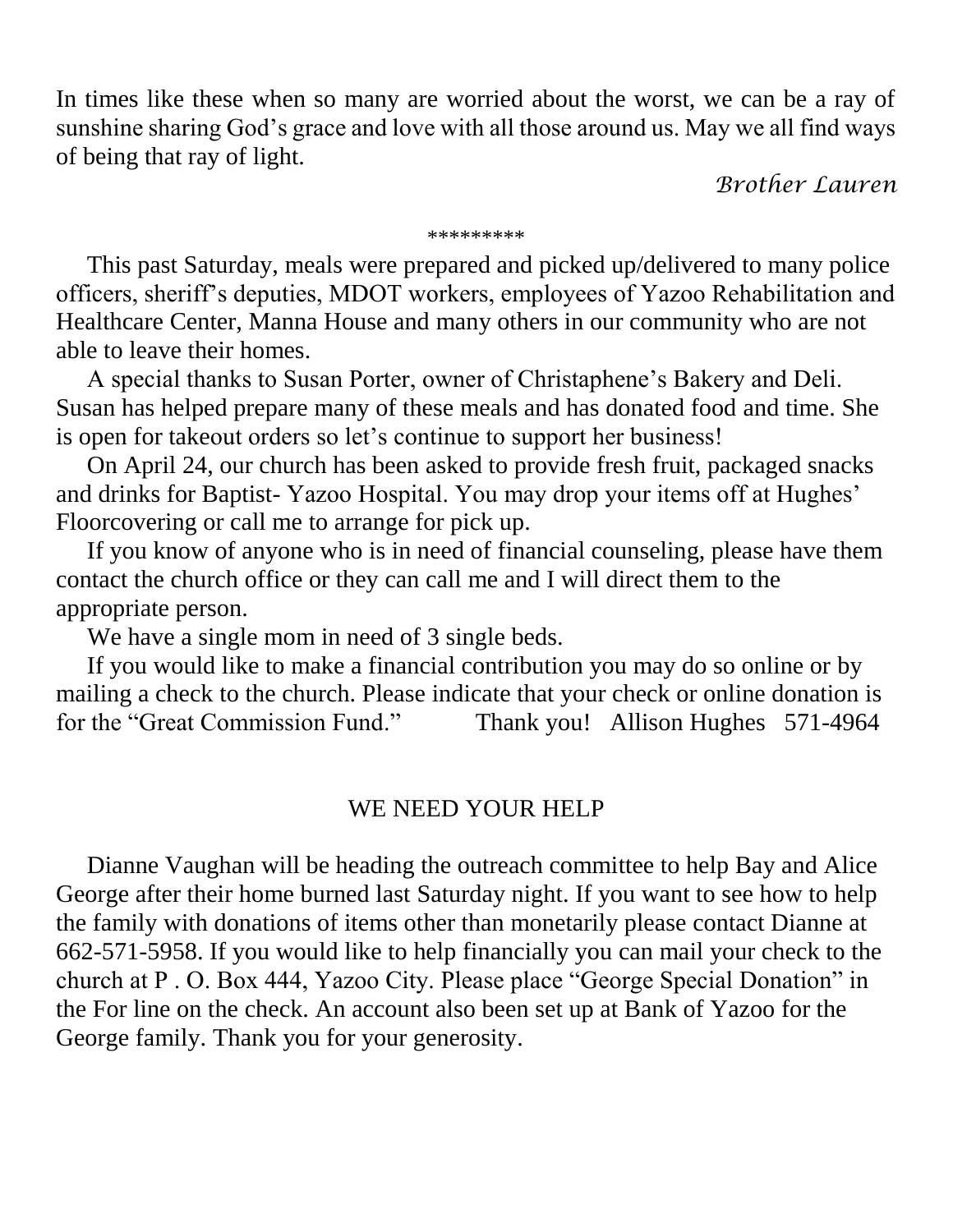In times like these when so many are worried about the worst, we can be a ray of sunshine sharing God's grace and love with all those around us. May we all find ways of being that ray of light.

*Brother Lauren*

*********

This past Saturday, meals were prepared and picked up/delivered to many police officers, sheriff's deputies, MDOT workers, employees of Yazoo Rehabilitation and Healthcare Center, Manna House and many others in our community who are not able to leave their homes.

A special thanks to Susan Porter, owner of Christaphene's Bakery and Deli. Susan has helped prepare many of these meals and has donated food and time. She is open for takeout orders so let's continue to support her business!

On April 24, our church has been asked to provide fresh fruit, packaged snacks and drinks for Baptist- Yazoo Hospital. You may drop your items off at Hughes' Floorcovering or call me to arrange for pick up.

If you know of anyone who is in need of financial counseling, please have them contact the church office or they can call me and I will direct them to the appropriate person.

We have a single mom in need of 3 single beds.

If you would like to make a financial contribution you may do so online or by mailing a check to the church. Please indicate that your check or online donation is for the "Great Commission Fund."     Thank you!   Allison Hughes   571-4964

## WE NEED YOUR HELP

Dianne Vaughan will be heading the outreach committee to help Bay and Alice George after their home burned last Saturday night. If you want to see how to help the family with donations of items other than monetarily please contact Dianne at 662-571-5958. If you would like to help financially you can mail your check to the church at P . O. Box 444, Yazoo City. Please place "George Special Donation" in the For line on the check. An account also been set up at Bank of Yazoo for the George family. Thank you for your generosity.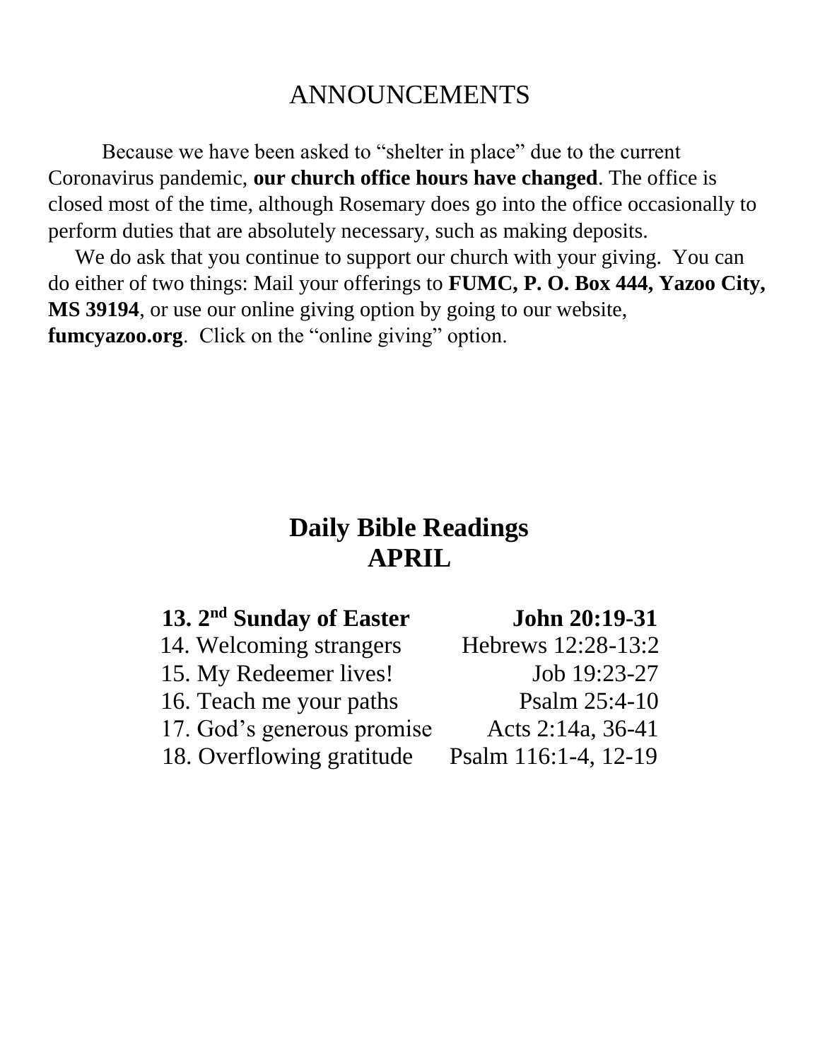# ANNOUNCEMENTS

Because we have been asked to "shelter in place" due to the current Coronavirus pandemic, **our church office hours have changed**. The office is closed most of the time, although Rosemary does go into the office occasionally to perform duties that are absolutely necessary, such as making deposits.

We do ask that you continue to support our church with your giving. You can do either of two things: Mail your offerings to **FUMC, P. O. Box 444, Yazoo City, MS 39194**, or use our online giving option by going to our website, **fumcyazoo.org**. Click on the "online giving" option.

## Daily Bible Readings
## APRIL

| | |
|---|---|
| **13. 2nd Sunday of Easter** | **John 20:19-31** |
| 14. Welcoming strangers | Hebrews 12:28-13:2 |
| 15. My Redeemer lives! | Job 19:23-27 |
| 16. Teach me your paths | Psalm 25:4-10 |
| 17. God's generous promise | Acts 2:14a, 36-41 |
| 18. Overflowing gratitude | Psalm 116:1-4, 12-19 |